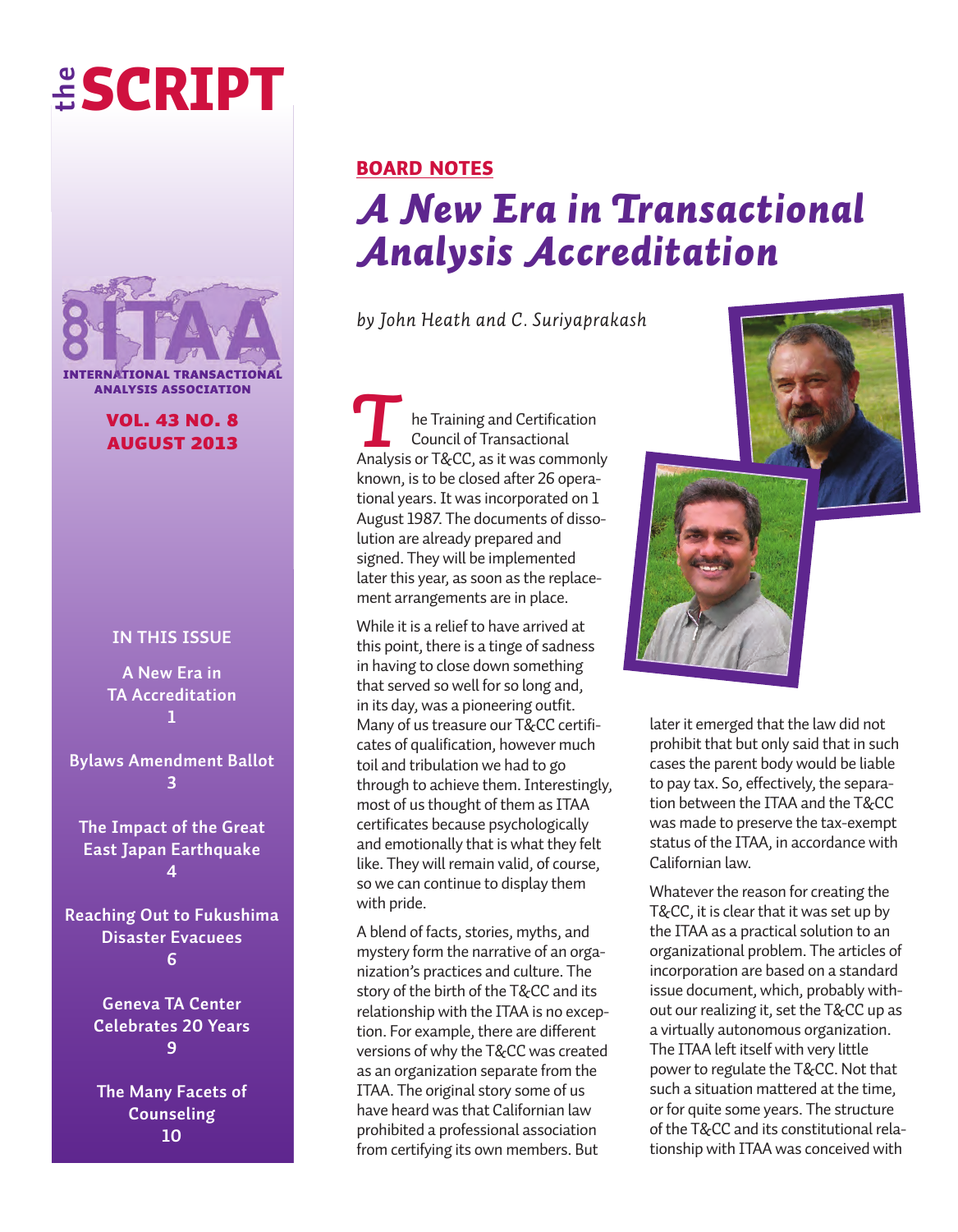# the SCRIPT

ITAA
INTERNATIONAL TRANSACTIONAL ANALYSIS ASSOCIATION

**VOL. 43 NO. 8**
**AUGUST 2013**

**IN THIS ISSUE**

A New Era in TA Accreditation — 1

Bylaws Amendment Ballot — 3

The Impact of the Great East Japan Earthquake — 4

Reaching Out to Fukushima Disaster Evacuees — 6

Geneva TA Center Celebrates 20 Years — 9

The Many Facets of Counseling — 10

**BOARD NOTES**

## *A New Era in Transactional Analysis Accreditation*

*by John Heath and C. Suriyaprakash*

The Training and Certification Council of Transactional Analysis or T&CC, as it was commonly known, is to be closed after 26 operational years. It was incorporated on 1 August 1987. The documents of dissolution are already prepared and signed. They will be implemented later this year, as soon as the replacement arrangements are in place.

While it is a relief to have arrived at this point, there is a tinge of sadness in having to close down something that served so well for so long and, in its day, was a pioneering outfit. Many of us treasure our T&CC certificates of qualification, however much toil and tribulation we had to go through to achieve them. Interestingly, most of us thought of them as ITAA certificates because psychologically and emotionally that is what they felt like. They will remain valid, of course, so we can continue to display them with pride.

A blend of facts, stories, myths, and mystery form the narrative of an organization's practices and culture. The story of the birth of the T&CC and its relationship with the ITAA is no exception. For example, there are different versions of why the T&CC was created as an organization separate from the ITAA. The original story some of us have heard was that Californian law prohibited a professional association from certifying its own members. But later it emerged that the law did not prohibit that but only said that in such cases the parent body would be liable to pay tax. So, effectively, the separation between the ITAA and the T&CC was made to preserve the tax-exempt status of the ITAA, in accordance with Californian law.

Whatever the reason for creating the T&CC, it is clear that it was set up by the ITAA as a practical solution to an organizational problem. The articles of incorporation are based on a standard issue document, which, probably without our realizing it, set the T&CC up as a virtually autonomous organization. The ITAA left itself with very little power to regulate the T&CC. Not that such a situation mattered at the time, or for quite some years. The structure of the T&CC and its constitutional relationship with ITAA was conceived with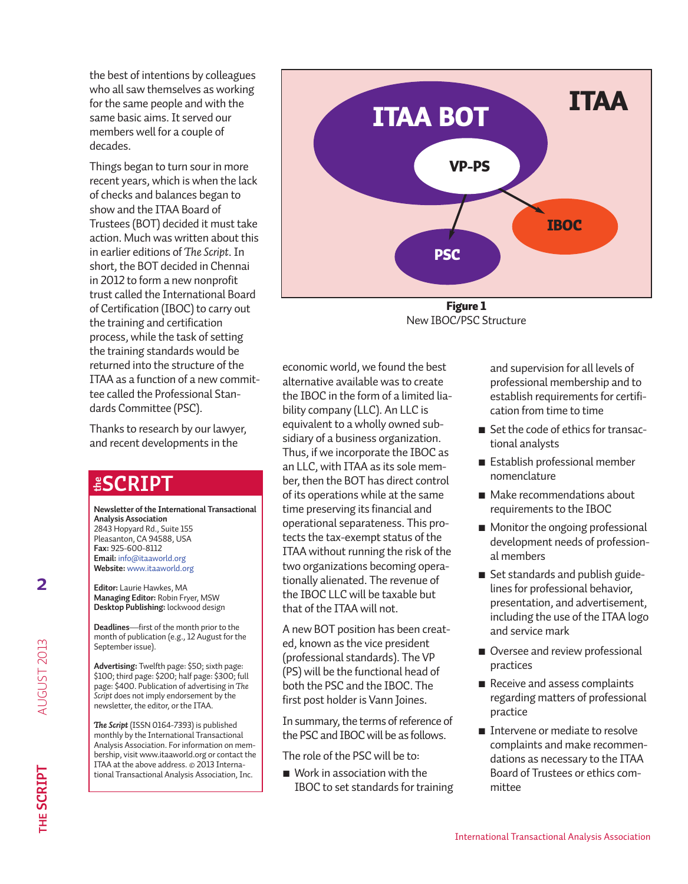the best of intentions by colleagues who all saw themselves as working for the same people and with the same basic aims. It served our members well for a couple of decades.

Things began to turn sour in more recent years, which is when the lack of checks and balances began to show and the ITAA Board of Trustees (BOT) decided it must take action. Much was written about this in earlier editions of *The Script*. In short, the BOT decided in Chennai in 2012 to form a new nonprofit trust called the International Board of Certification (IBOC) to carry out the training and certification process, while the task of setting the training standards would be returned into the structure of the ITAA as a function of a new committee called the Professional Standards Committee (PSC).

Thanks to research by our lawyer, and recent developments in the economic world, we found the best alternative available was to create the IBOC in the form of a limited liability company (LLC). An LLC is equivalent to a wholly owned subsidiary of a business organization. Thus, if we incorporate the IBOC as an LLC, with ITAA as its sole member, then the BOT has direct control of its operations while at the same time preserving its financial and operational separateness. This protects the tax-exempt status of the ITAA without running the risk of the two organizations becoming operationally alienated. The revenue of the IBOC LLC will be taxable but that of the ITAA will not.

**Figure 1**
New IBOC/PSC Structure

A new BOT position has been created, known as the vice president (professional standards). The VP (PS) will be the functional head of both the PSC and the IBOC. The first post holder is Vann Joines.

In summary, the terms of reference of the PSC and IBOC will be as follows.

The role of the PSC will be to:

- Work in association with the IBOC to set standards for training and supervision for all levels of professional membership and to establish requirements for certification from time to time
- Set the code of ethics for transactional analysts
- Establish professional member nomenclature
- Make recommendations about requirements to the IBOC
- Monitor the ongoing professional development needs of professional members
- Set standards and publish guidelines for professional behavior, presentation, and advertisement, including the use of the ITAA logo and service mark
- Oversee and review professional practices
- Receive and assess complaints regarding matters of professional practice
- Intervene or mediate to resolve complaints and make recommendations as necessary to the ITAA Board of Trustees or ethics committee

**the SCRIPT**

**Newsletter of the International Transactional Analysis Association**
2843 Hopyard Rd., Suite 155
Pleasanton, CA 94588, USA
**Fax:** 925-600-8112
**Email:** info@itaaworld.org
**Website:** www.itaaworld.org

**Editor:** Laurie Hawkes, MA
**Managing Editor:** Robin Fryer, MSW
**Desktop Publishing:** lockwood design

**Deadlines**—first of the month prior to the month of publication (e.g., 12 August for the September issue).

**Advertising:** Twelfth page: $50; sixth page: $100; third page: $200; half page: $300; full page: $400. Publication of advertising in *The Script* does not imply endorsement by the newsletter, the editor, or the ITAA.

***The Script*** (ISSN 0164-7393) is published monthly by the International Transactional Analysis Association. For information on membership, visit www.itaaworld.org or contact the ITAA at the above address. © 2013 International Transactional Analysis Association, Inc.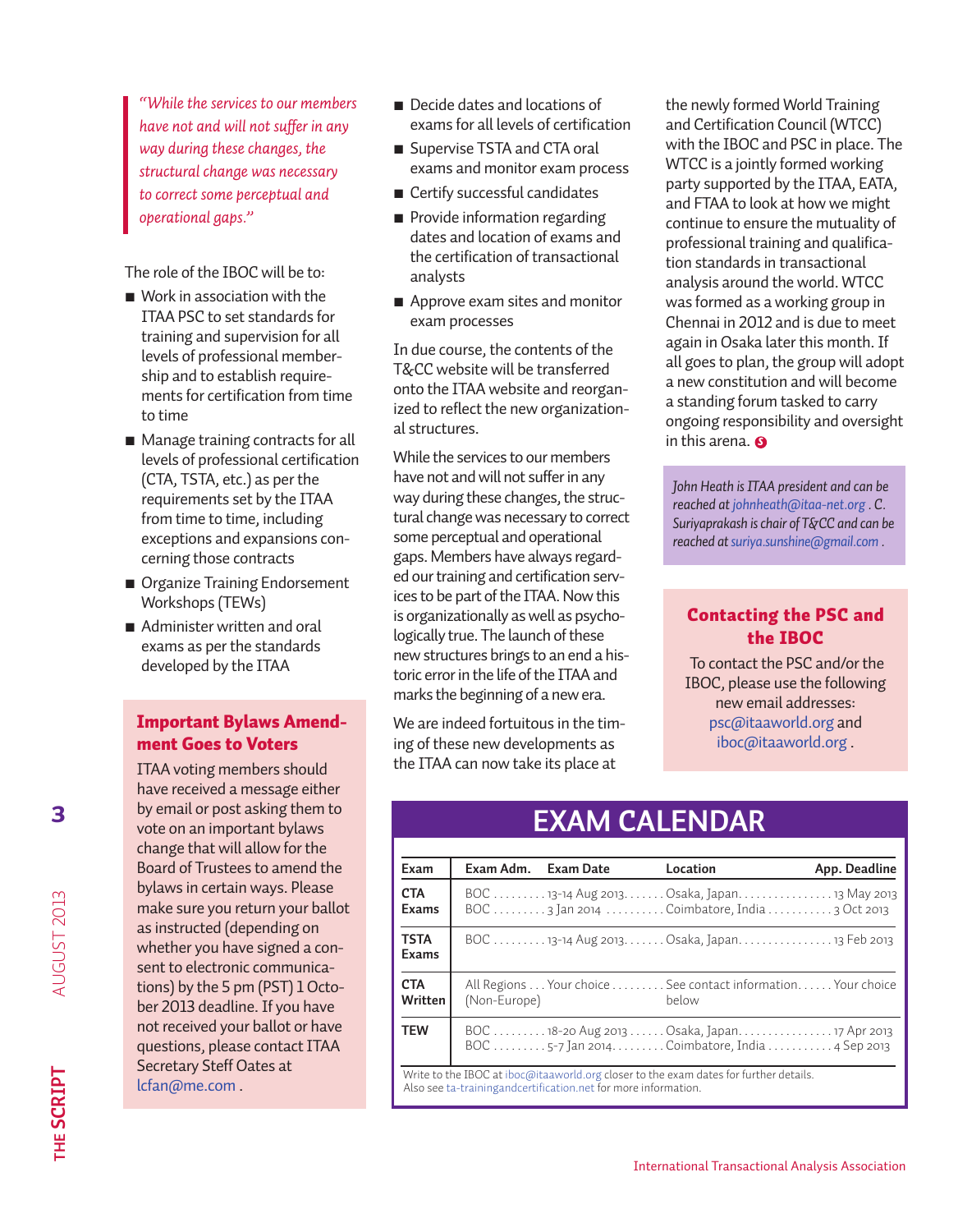*"While the services to our members have not and will not suffer in any way during these changes, the structural change was necessary to correct some perceptual and operational gaps."*

The role of the IBOC will be to:

- Work in association with the ITAA PSC to set standards for training and supervision for all levels of professional membership and to establish requirements for certification from time to time
- Manage training contracts for all levels of professional certification (CTA, TSTA, etc.) as per the requirements set by the ITAA from time to time, including exceptions and expansions concerning those contracts
- Organize Training Endorsement Workshops (TEWs)
- Administer written and oral exams as per the standards developed by the ITAA
- Decide dates and locations of exams for all levels of certification
- Supervise TSTA and CTA oral exams and monitor exam process
- Certify successful candidates
- Provide information regarding dates and location of exams and the certification of transactional analysts
- Approve exam sites and monitor exam processes

In due course, the contents of the T&CC website will be transferred onto the ITAA website and reorganized to reflect the new organizational structures.

While the services to our members have not and will not suffer in any way during these changes, the structural change was necessary to correct some perceptual and operational gaps. Members have always regarded our training and certification services to be part of the ITAA. Now this is organizationally as well as psychologically true. The launch of these new structures brings to an end a historic error in the life of the ITAA and marks the beginning of a new era.

We are indeed fortuitous in the timing of these new developments as the ITAA can now take its place at the newly formed World Training and Certification Council (WTCC) with the IBOC and PSC in place. The WTCC is a jointly formed working party supported by the ITAA, EATA, and FTAA to look at how we might continue to ensure the mutuality of professional training and qualification standards in transactional analysis around the world. WTCC was formed as a working group in Chennai in 2012 and is due to meet again in Osaka later this month. If all goes to plan, the group will adopt a new constitution and will become a standing forum tasked to carry ongoing responsibility and oversight in this arena.

*John Heath is ITAA president and can be reached at johnheath@itaa-net.org . C. Suriyaprakash is chair of T&CC and can be reached at suriya.sunshine@gmail.com .*

## Important Bylaws Amendment Goes to Voters

ITAA voting members should have received a message either by email or post asking them to vote on an important bylaws change that will allow for the Board of Trustees to amend the bylaws in certain ways. Please make sure you return your ballot as instructed (depending on whether you have signed a consent to electronic communications) by the 5 pm (PST) 1 October 2013 deadline. If you have not received your ballot or have questions, please contact ITAA Secretary Steff Oates at lcfan@me.com .

## Contacting the PSC and the IBOC

To contact the PSC and/or the IBOC, please use the following new email addresses: psc@itaaworld.org and iboc@itaaworld.org .

## EXAM CALENDAR

| Exam | Exam Adm. | Exam Date | Location | App. Deadline |
|---|---|---|---|---|
| CTA Exams | BOC | 13-14 Aug 2013 | Osaka, Japan | 13 May 2013 |
| | BOC | 3 Jan 2014 | Coimbatore, India | 3 Oct 2013 |
| TSTA Exams | BOC | 13-14 Aug 2013 | Osaka, Japan | 13 Feb 2013 |
| CTA Written | All Regions (Non-Europe) | Your choice | See contact information below | Your choice |
| TEW | BOC | 18-20 Aug 2013 | Osaka, Japan | 17 Apr 2013 |
| | BOC | 5-7 Jan 2014 | Coimbatore, India | 4 Sep 2013 |

Write to the IBOC at iboc@itaaworld.org closer to the exam dates for further details.
Also see ta-trainingandcertification.net for more information.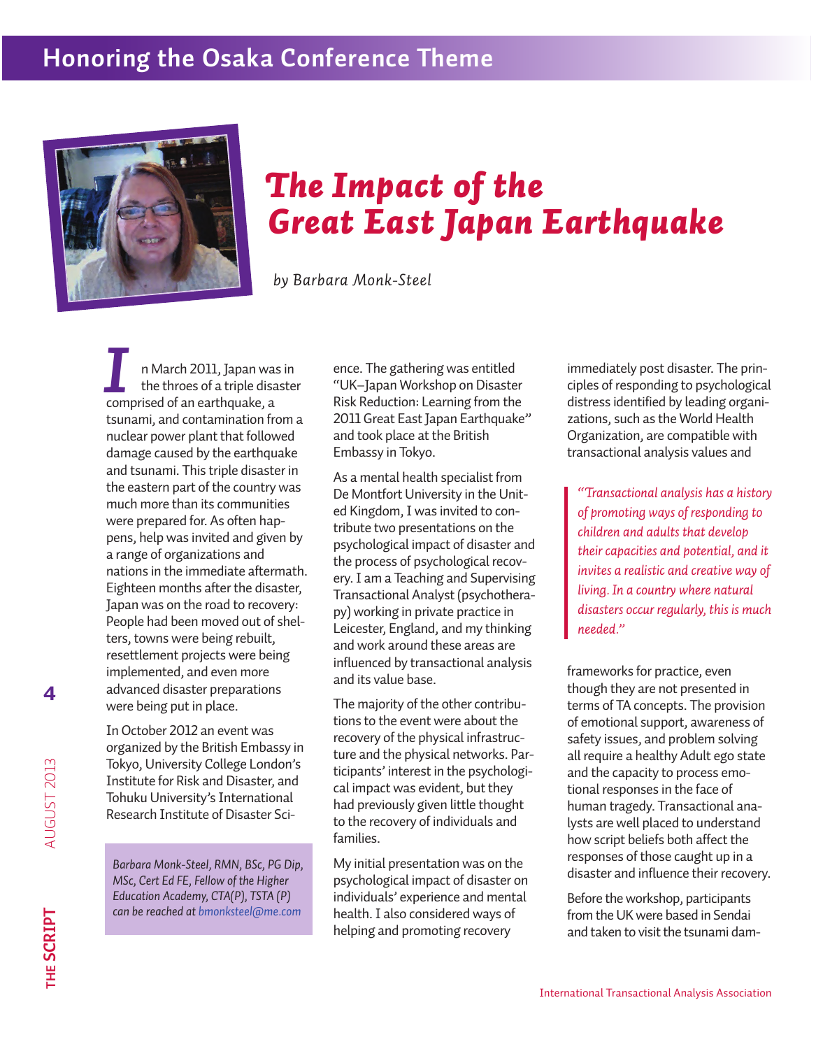## Honoring the Osaka Conference Theme

# The Impact of the Great East Japan Earthquake

*by Barbara Monk-Steel*

In March 2011, Japan was in the throes of a triple disaster comprised of an earthquake, a tsunami, and contamination from a nuclear power plant that followed damage caused by the earthquake and tsunami. This triple disaster in the eastern part of the country was much more than its communities were prepared for. As often happens, help was invited and given by a range of organizations and nations in the immediate aftermath. Eighteen months after the disaster, Japan was on the road to recovery: People had been moved out of shelters, towns were being rebuilt, resettlement projects were being implemented, and even more advanced disaster preparations were being put in place.

In October 2012 an event was organized by the British Embassy in Tokyo, University College London's Institute for Risk and Disaster, and Tohuku University's International Research Institute of Disaster Science. The gathering was entitled "UK–Japan Workshop on Disaster Risk Reduction: Learning from the 2011 Great East Japan Earthquake" and took place at the British Embassy in Tokyo.

As a mental health specialist from De Montfort University in the United Kingdom, I was invited to contribute two presentations on the psychological impact of disaster and the process of psychological recovery. I am a Teaching and Supervising Transactional Analyst (psychotherapy) working in private practice in Leicester, England, and my thinking and work around these areas are influenced by transactional analysis and its value base.

The majority of the other contributions to the event were about the recovery of the physical infrastructure and the physical networks. Participants' interest in the psychological impact was evident, but they had previously given little thought to the recovery of individuals and families.

My initial presentation was on the psychological impact of disaster on individuals' experience and mental health. I also considered ways of helping and promoting recovery immediately post disaster. The principles of responding to psychological distress identified by leading organizations, such as the World Health Organization, are compatible with transactional analysis values and frameworks for practice, even though they are not presented in terms of TA concepts. The provision of emotional support, awareness of safety issues, and problem solving all require a healthy Adult ego state and the capacity to process emotional responses in the face of human tragedy. Transactional analysts are well placed to understand how script beliefs both affect the responses of those caught up in a disaster and influence their recovery.

> *"Transactional analysis has a history of promoting ways of responding to children and adults that develop their capacities and potential, and it invites a realistic and creative way of living. In a country where natural disasters occur regularly, this is much needed."*

Before the workshop, participants from the UK were based in Sendai and taken to visit the tsunami dam-

*Barbara Monk-Steel, RMN, BSc, PG Dip, MSc, Cert Ed FE, Fellow of the Higher Education Academy, CTA(P), TSTA (P) can be reached at bmonksteel@me.com*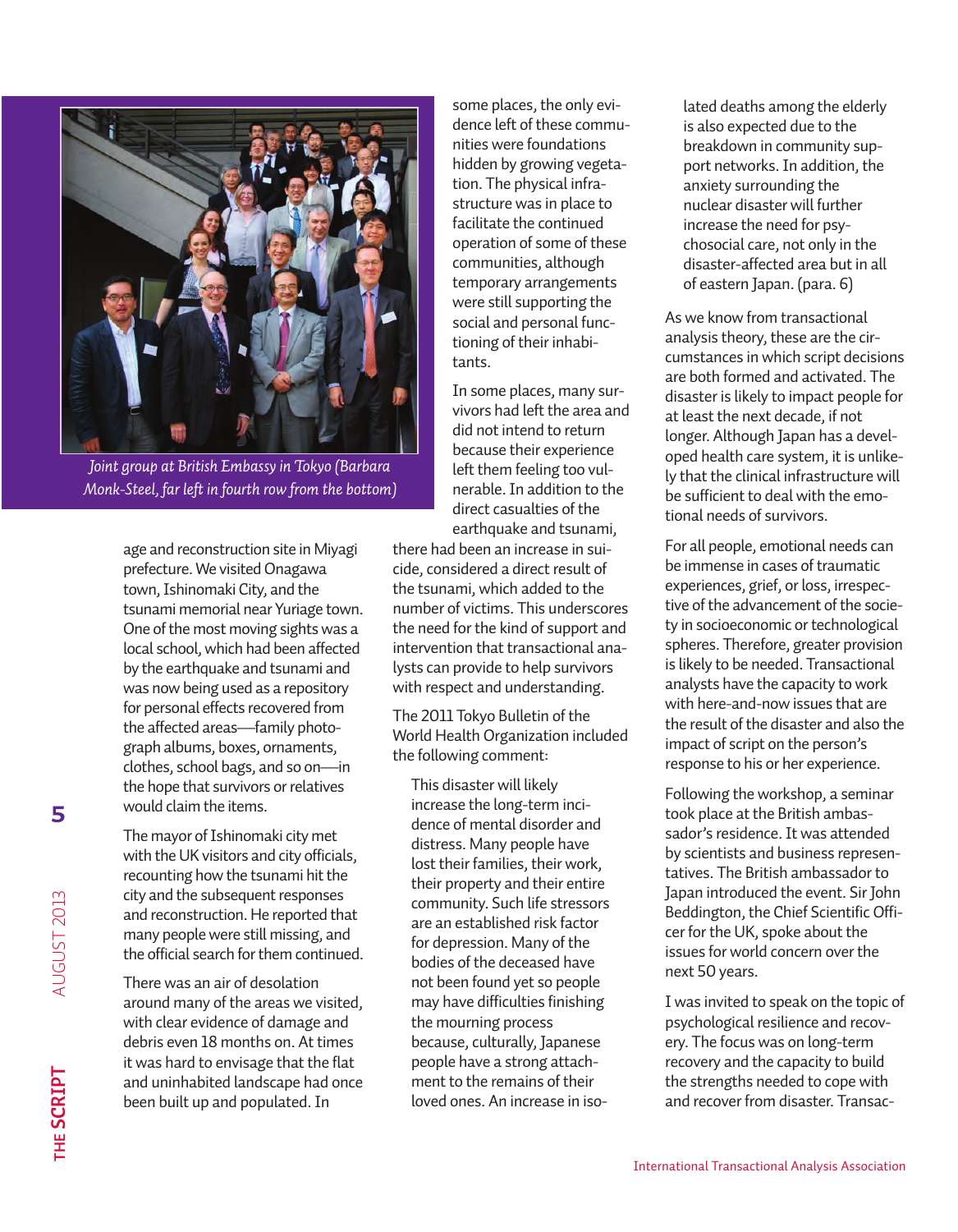*Joint group at British Embassy in Tokyo (Barbara Monk-Steel, far left in fourth row from the bottom)*

age and reconstruction site in Miyagi prefecture. We visited Onagawa town, Ishinomaki City, and the tsunami memorial near Yuriage town. One of the most moving sights was a local school, which had been affected by the earthquake and tsunami and was now being used as a repository for personal effects recovered from the affected areas—family photograph albums, boxes, ornaments, clothes, school bags, and so on—in the hope that survivors or relatives would claim the items.

The mayor of Ishinomaki city met with the UK visitors and city officials, recounting how the tsunami hit the city and the subsequent responses and reconstruction. He reported that many people were still missing, and the official search for them continued.

There was an air of desolation around many of the areas we visited, with clear evidence of damage and debris even 18 months on. At times it was hard to envisage that the flat and uninhabited landscape had once been built up and populated. In some places, the only evidence left of these communities were foundations hidden by growing vegetation. The physical infrastructure was in place to facilitate the continued operation of some of these communities, although temporary arrangements were still supporting the social and personal functioning of their inhabitants.

In some places, many survivors had left the area and did not intend to return because their experience left them feeling too vulnerable. In addition to the direct casualties of the earthquake and tsunami, there had been an increase in suicide, considered a direct result of the tsunami, which added to the number of victims. This underscores the need for the kind of support and intervention that transactional analysts can provide to help survivors with respect and understanding.

The 2011 Tokyo Bulletin of the World Health Organization included the following comment:

> This disaster will likely increase the long-term incidence of mental disorder and distress. Many people have lost their families, their work, their property and their entire community. Such life stressors are an established risk factor for depression. Many of the bodies of the deceased have not been found yet so people may have difficulties finishing the mourning process because, culturally, Japanese people have a strong attachment to the remains of their loved ones. An increase in isolated deaths among the elderly is also expected due to the breakdown in community support networks. In addition, the anxiety surrounding the nuclear disaster will further increase the need for psychosocial care, not only in the disaster-affected area but in all of eastern Japan. (para. 6)

As we know from transactional analysis theory, these are the circumstances in which script decisions are both formed and activated. The disaster is likely to impact people for at least the next decade, if not longer. Although Japan has a developed health care system, it is unlikely that the clinical infrastructure will be sufficient to deal with the emotional needs of survivors.

For all people, emotional needs can be immense in cases of traumatic experiences, grief, or loss, irrespective of the advancement of the society in socioeconomic or technological spheres. Therefore, greater provision is likely to be needed. Transactional analysts have the capacity to work with here-and-now issues that are the result of the disaster and also the impact of script on the person's response to his or her experience.

Following the workshop, a seminar took place at the British ambassador's residence. It was attended by scientists and business representatives. The British ambassador to Japan introduced the event. Sir John Beddington, the Chief Scientific Officer for the UK, spoke about the issues for world concern over the next 50 years.

I was invited to speak on the topic of psychological resilience and recovery. The focus was on long-term recovery and the capacity to build the strengths needed to cope with and recover from disaster. Transac-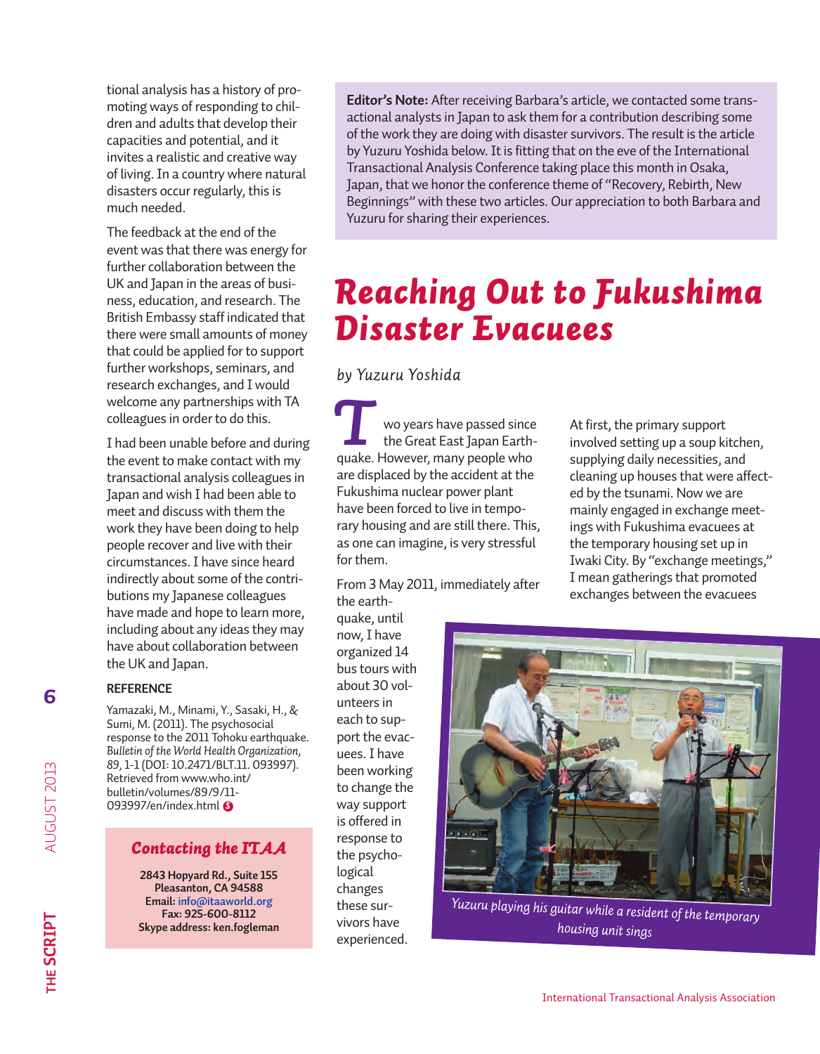tional analysis has a history of promoting ways of responding to children and adults that develop their capacities and potential, and it invites a realistic and creative way of living. In a country where natural disasters occur regularly, this is much needed.

The feedback at the end of the event was that there was energy for further collaboration between the UK and Japan in the areas of business, education, and research. The British Embassy staff indicated that there were small amounts of money that could be applied for to support further workshops, seminars, and research exchanges, and I would welcome any partnerships with TA colleagues in order to do this.

I had been unable before and during the event to make contact with my transactional analysis colleagues in Japan and wish I had been able to meet and discuss with them the work they have been doing to help people recover and live with their circumstances. I have since heard indirectly about some of the contributions my Japanese colleagues have made and hope to learn more, including about any ideas they may have about collaboration between the UK and Japan.

### REFERENCE

Yamazaki, M., Minami, Y., Sasaki, H., & Sumi, M. (2011). The psychosocial response to the 2011 Tohoku earthquake. *Bulletin of the World Health Organization, 89*, 1-1 (DOI: 10.2471/BLT.11. 093997). Retrieved from www.who.int/bulletin/volumes/89/9/11-093997/en/index.html

### *Contacting the ITAA*

**2843 Hopyard Rd., Suite 155**
**Pleasanton, CA 94588**
**Email: info@itaaworld.org**
**Fax: 925-600-8112**
**Skype address: ken.fogleman**

**Editor's Note:** After receiving Barbara's article, we contacted some transactional analysts in Japan to ask them for a contribution describing some of the work they are doing with disaster survivors. The result is the article by Yuzuru Yoshida below. It is fitting that on the eve of the International Transactional Analysis Conference taking place this month in Osaka, Japan, that we honor the conference theme of "Recovery, Rebirth, New Beginnings" with these two articles. Our appreciation to both Barbara and Yuzuru for sharing their experiences.

# *Reaching Out to Fukushima Disaster Evacuees*

*by Yuzuru Yoshida*

Two years have passed since the Great East Japan Earthquake. However, many people who are displaced by the accident at the Fukushima nuclear power plant have been forced to live in temporary housing and are still there. This, as one can imagine, is very stressful for them.

From 3 May 2011, immediately after the earthquake, until now, I have organized 14 bus tours with about 30 volunteers in each to support the evacuees. I have been working to change the way support is offered in response to the psychological changes these survivors have experienced.

At first, the primary support involved setting up a soup kitchen, supplying daily necessities, and cleaning up houses that were affected by the tsunami. Now we are mainly engaged in exchange meetings with Fukushima evacuees at the temporary housing set up in Iwaki City. By "exchange meetings," I mean gatherings that promoted exchanges between the evacuees

*Yuzuru playing his guitar while a resident of the temporary housing unit sings*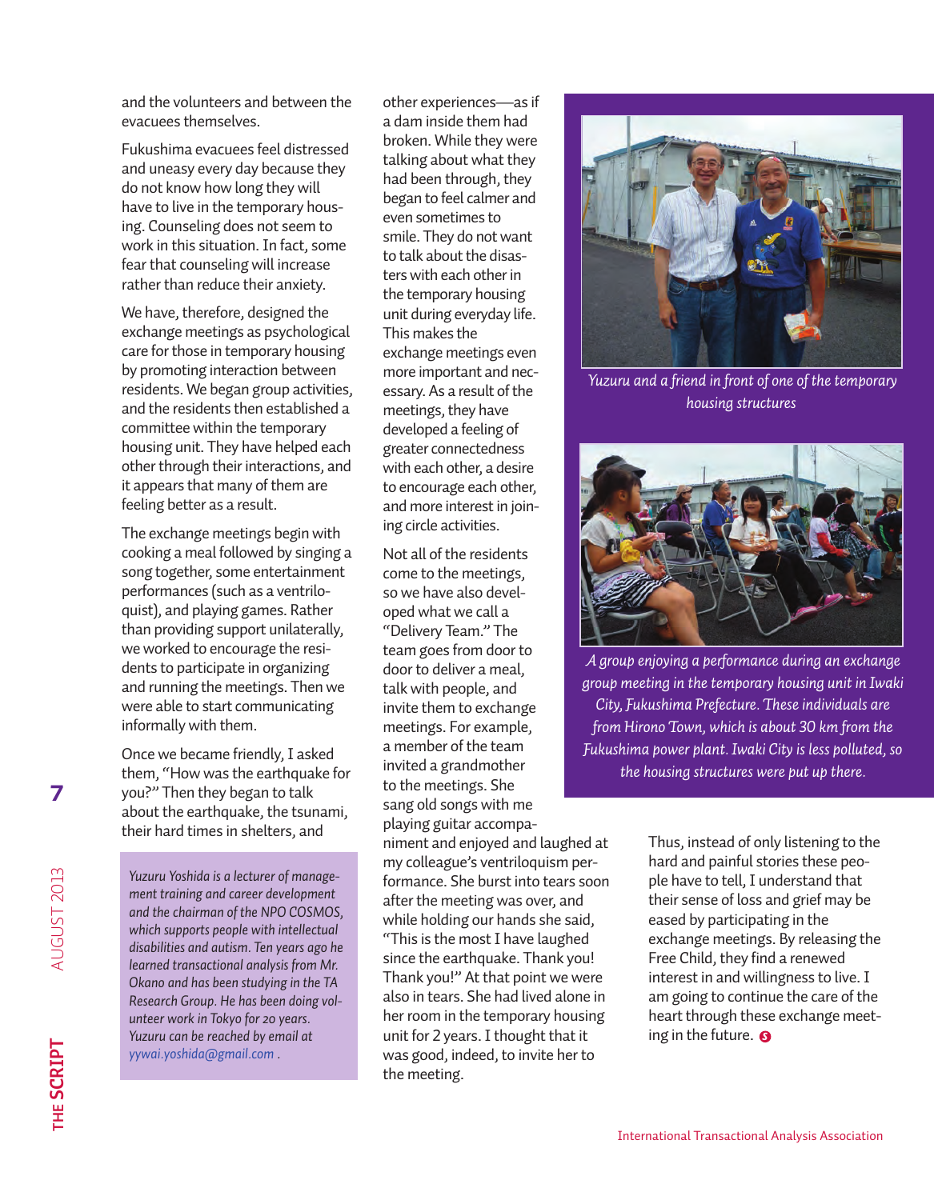and the volunteers and between the evacuees themselves.

Fukushima evacuees feel distressed and uneasy every day because they do not know how long they will have to live in the temporary housing. Counseling does not seem to work in this situation. In fact, some fear that counseling will increase rather than reduce their anxiety.

We have, therefore, designed the exchange meetings as psychological care for those in temporary housing by promoting interaction between residents. We began group activities, and the residents then established a committee within the temporary housing unit. They have helped each other through their interactions, and it appears that many of them are feeling better as a result.

The exchange meetings begin with cooking a meal followed by singing a song together, some entertainment performances (such as a ventriloquist), and playing games. Rather than providing support unilaterally, we worked to encourage the residents to participate in organizing and running the meetings. Then we were able to start communicating informally with them.

Once we became friendly, I asked them, "How was the earthquake for you?" Then they began to talk about the earthquake, the tsunami, their hard times in shelters, and other experiences—as if a dam inside them had broken. While they were talking about what they had been through, they began to feel calmer and even sometimes to smile. They do not want to talk about the disasters with each other in the temporary housing unit during everyday life. This makes the exchange meetings even more important and necessary. As a result of the meetings, they have developed a feeling of greater connectedness with each other, a desire to encourage each other, and more interest in joining circle activities.

Not all of the residents come to the meetings, so we have also developed what we call a "Delivery Team." The team goes from door to door to deliver a meal, talk with people, and invite them to exchange meetings. For example, a member of the team invited a grandmother to the meetings. She sang old songs with me playing guitar accompaniment and enjoyed and laughed at my colleague's ventriloquism performance. She burst into tears soon after the meeting was over, and while holding our hands she said, "This is the most I have laughed since the earthquake. Thank you! Thank you!" At that point we were also in tears. She had lived alone in her room in the temporary housing unit for 2 years. I thought that it was good, indeed, to invite her to the meeting.

Thus, instead of only listening to the hard and painful stories these people have to tell, I understand that their sense of loss and grief may be eased by participating in the exchange meetings. By releasing the Free Child, they find a renewed interest in and willingness to live. I am going to continue the care of the heart through these exchange meetings in the future.

*Yuzuru and a friend in front of one of the temporary housing structures*

*A group enjoying a performance during an exchange group meeting in the temporary housing unit in Iwaki City, Fukushima Prefecture. These individuals are from Hirono Town, which is about 30 km from the Fukushima power plant. Iwaki City is less polluted, so the housing structures were put up there.*

*Yuzuru Yoshida is a lecturer of management training and career development and the chairman of the NPO COSMOS, which supports people with intellectual disabilities and autism. Ten years ago he learned transactional analysis from Mr. Okano and has been studying in the TA Research Group. He has been doing volunteer work in Tokyo for 20 years. Yuzuru can be reached by email at yywai.yoshida@gmail.com .*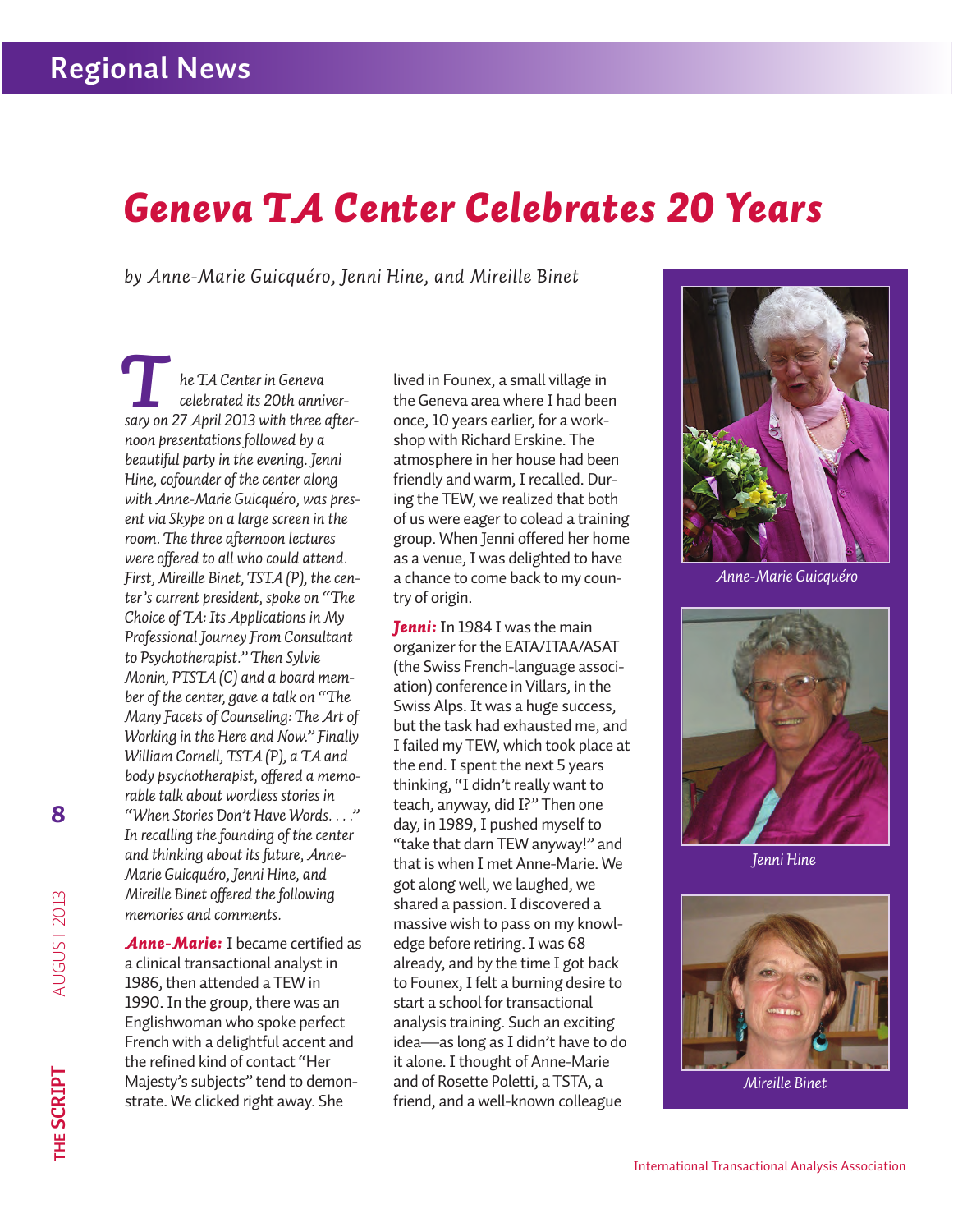# Geneva TA Center Celebrates 20 Years

*by Anne-Marie Guicquéro, Jenni Hine, and Mireille Binet*

*The TA Center in Geneva celebrated its 20th anniversary on 27 April 2013 with three afternoon presentations followed by a beautiful party in the evening. Jenni Hine, cofounder of the center along with Anne-Marie Guicquéro, was present via Skype on a large screen in the room. The three afternoon lectures were offered to all who could attend. First, Mireille Binet, TSTA (P), the center's current president, spoke on "The Choice of TA: Its Applications in My Professional Journey From Consultant to Psychotherapist." Then Sylvie Monin, PTSTA (C) and a board member of the center, gave a talk on "The Many Facets of Counseling: The Art of Working in the Here and Now." Finally William Cornell, TSTA (P), a TA and body psychotherapist, offered a memorable talk about wordless stories in "When Stories Don't Have Words. . . ." In recalling the founding of the center and thinking about its future, Anne-Marie Guicquéro, Jenni Hine, and Mireille Binet offered the following memories and comments.*

***Anne-Marie:*** I became certified as a clinical transactional analyst in 1986, then attended a TEW in 1990. In the group, there was an Englishwoman who spoke perfect French with a delightful accent and the refined kind of contact "Her Majesty's subjects" tend to demonstrate. We clicked right away. She lived in Founex, a small village in the Geneva area where I had been once, 10 years earlier, for a workshop with Richard Erskine. The atmosphere in her house had been friendly and warm, I recalled. During the TEW, we realized that both of us were eager to colead a training group. When Jenni offered her home as a venue, I was delighted to have a chance to come back to my country of origin.

***Jenni:*** In 1984 I was the main organizer for the EATA/ITAA/ASAT (the Swiss French-language association) conference in Villars, in the Swiss Alps. It was a huge success, but the task had exhausted me, and I failed my TEW, which took place at the end. I spent the next 5 years thinking, "I didn't really want to teach, anyway, did I?" Then one day, in 1989, I pushed myself to "take that darn TEW anyway!" and that is when I met Anne-Marie. We got along well, we laughed, we shared a passion. I discovered a massive wish to pass on my knowledge before retiring. I was 68 already, and by the time I got back to Founex, I felt a burning desire to start a school for transactional analysis training. Such an exciting idea—as long as I didn't have to do it alone. I thought of Anne-Marie and of Rosette Poletti, a TSTA, a friend, and a well-known colleague

*Anne-Marie Guicquéro*

*Jenni Hine*

*Mireille Binet*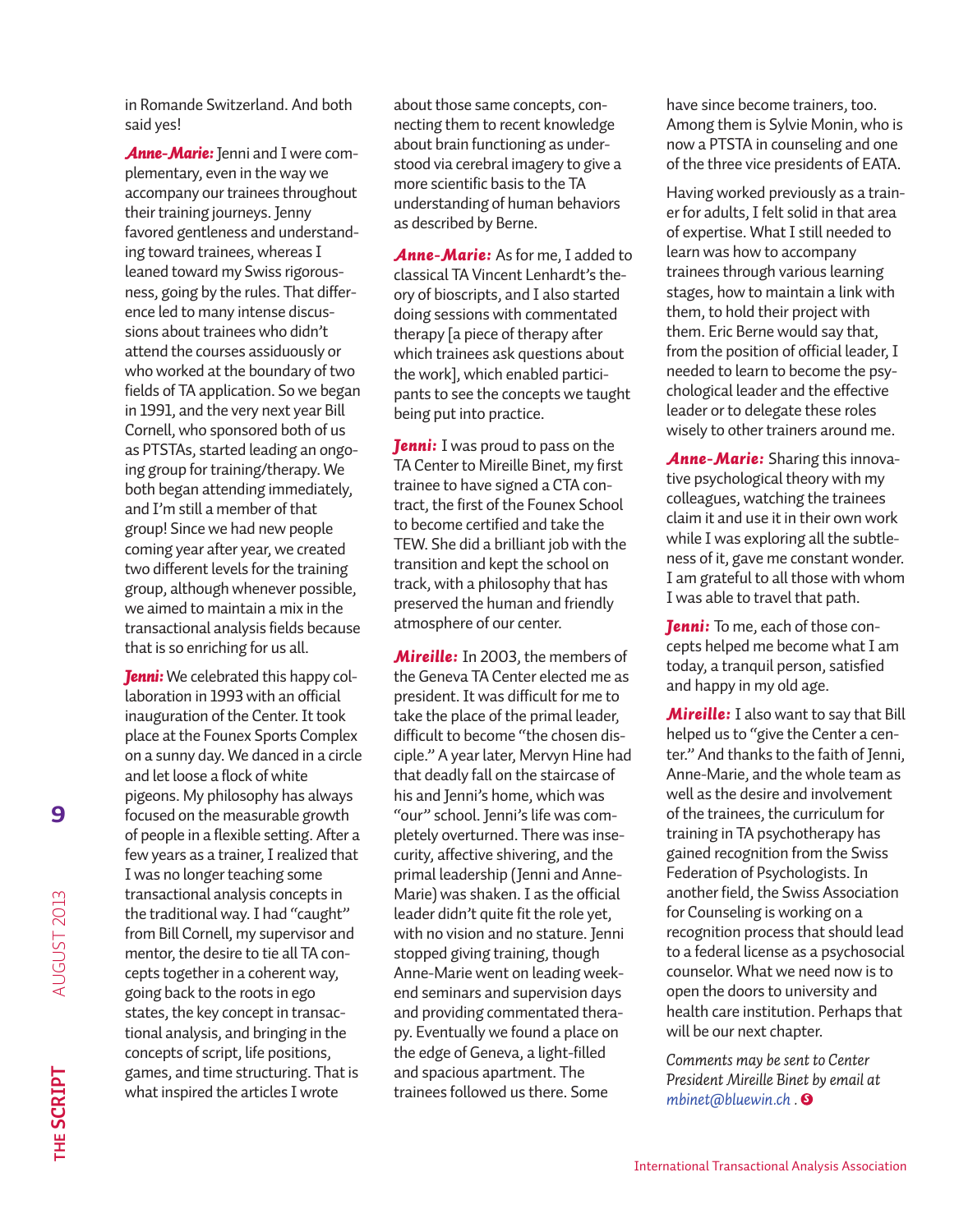in Romande Switzerland. And both said yes!

***Anne-Marie:*** Jenni and I were complementary, even in the way we accompany our trainees throughout their training journeys. Jenny favored gentleness and understanding toward trainees, whereas I leaned toward my Swiss rigorousness, going by the rules. That difference led to many intense discussions about trainees who didn't attend the courses assiduously or who worked at the boundary of two fields of TA application. So we began in 1991, and the very next year Bill Cornell, who sponsored both of us as PTSTAs, started leading an ongoing group for training/therapy. We both began attending immediately, and I'm still a member of that group! Since we had new people coming year after year, we created two different levels for the training group, although whenever possible, we aimed to maintain a mix in the transactional analysis fields because that is so enriching for us all.

***Jenni:*** We celebrated this happy collaboration in 1993 with an official inauguration of the Center. It took place at the Founex Sports Complex on a sunny day. We danced in a circle and let loose a flock of white pigeons. My philosophy has always focused on the measurable growth of people in a flexible setting. After a few years as a trainer, I realized that I was no longer teaching some transactional analysis concepts in the traditional way. I had "caught" from Bill Cornell, my supervisor and mentor, the desire to tie all TA concepts together in a coherent way, going back to the roots in ego states, the key concept in transactional analysis, and bringing in the concepts of script, life positions, games, and time structuring. That is what inspired the articles I wrote about those same concepts, connecting them to recent knowledge about brain functioning as understood via cerebral imagery to give a more scientific basis to the TA understanding of human behaviors as described by Berne.

***Anne-Marie:*** As for me, I added to classical TA Vincent Lenhardt's theory of bioscripts, and I also started doing sessions with commentated therapy [a piece of therapy after which trainees ask questions about the work], which enabled participants to see the concepts we taught being put into practice.

***Jenni:*** I was proud to pass on the TA Center to Mireille Binet, my first trainee to have signed a CTA contract, the first of the Founex School to become certified and take the TEW. She did a brilliant job with the transition and kept the school on track, with a philosophy that has preserved the human and friendly atmosphere of our center.

***Mireille:*** In 2003, the members of the Geneva TA Center elected me as president. It was difficult for me to take the place of the primal leader, difficult to become "the chosen disciple." A year later, Mervyn Hine had that deadly fall on the staircase of his and Jenni's home, which was "our" school. Jenni's life was completely overturned. There was insecurity, affective shivering, and the primal leadership (Jenni and Anne-Marie) was shaken. I as the official leader didn't quite fit the role yet, with no vision and no stature. Jenni stopped giving training, though Anne-Marie went on leading weekend seminars and supervision days and providing commentated therapy. Eventually we found a place on the edge of Geneva, a light-filled and spacious apartment. The trainees followed us there. Some have since become trainers, too. Among them is Sylvie Monin, who is now a PTSTA in counseling and one of the three vice presidents of EATA.

Having worked previously as a trainer for adults, I felt solid in that area of expertise. What I still needed to learn was how to accompany trainees through various learning stages, how to maintain a link with them, to hold their project with them. Eric Berne would say that, from the position of official leader, I needed to learn to become the psychological leader and the effective leader or to delegate these roles wisely to other trainers around me.

***Anne-Marie:*** Sharing this innovative psychological theory with my colleagues, watching the trainees claim it and use it in their own work while I was exploring all the subtleness of it, gave me constant wonder. I am grateful to all those with whom I was able to travel that path.

***Jenni:*** To me, each of those concepts helped me become what I am today, a tranquil person, satisfied and happy in my old age.

***Mireille:*** I also want to say that Bill helped us to "give the Center a center." And thanks to the faith of Jenni, Anne-Marie, and the whole team as well as the desire and involvement of the trainees, the curriculum for training in TA psychotherapy has gained recognition from the Swiss Federation of Psychologists. In another field, the Swiss Association for Counseling is working on a recognition process that should lead to a federal license as a psychosocial counselor. What we need now is to open the doors to university and health care institution. Perhaps that will be our next chapter.

*Comments may be sent to Center President Mireille Binet by email at mbinet@bluewin.ch .*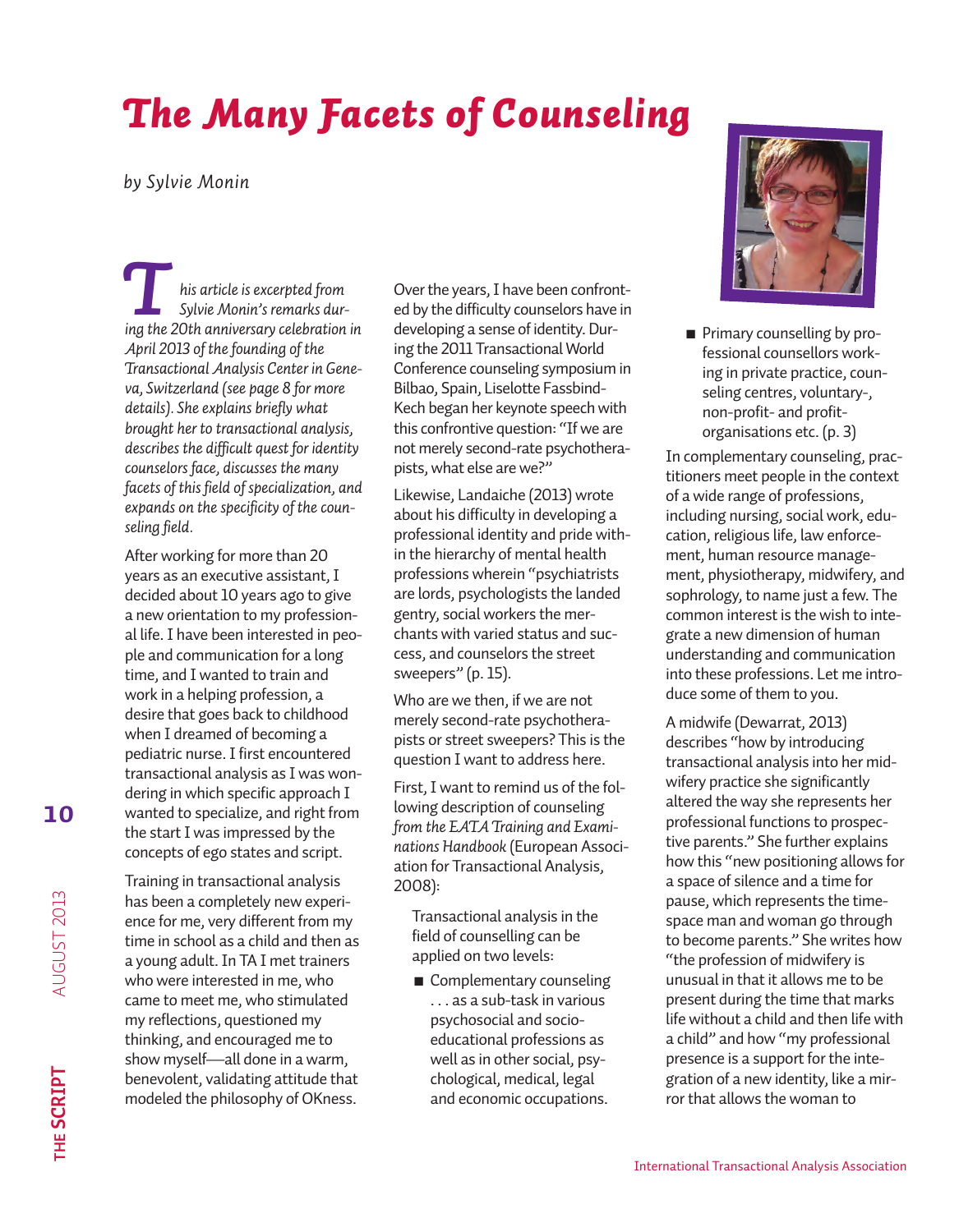# The Many Facets of Counseling

*by Sylvie Monin*

*This article is excerpted from Sylvie Monin's remarks during the 20th anniversary celebration in April 2013 of the founding of the Transactional Analysis Center in Geneva, Switzerland (see page 8 for more details). She explains briefly what brought her to transactional analysis, describes the difficult quest for identity counselors face, discusses the many facets of this field of specialization, and expands on the specificity of the counseling field.*

After working for more than 20 years as an executive assistant, I decided about 10 years ago to give a new orientation to my professional life. I have been interested in people and communication for a long time, and I wanted to train and work in a helping profession, a desire that goes back to childhood when I dreamed of becoming a pediatric nurse. I first encountered transactional analysis as I was wondering in which specific approach I wanted to specialize, and right from the start I was impressed by the concepts of ego states and script.

Training in transactional analysis has been a completely new experience for me, very different from my time in school as a child and then as a young adult. In TA I met trainers who were interested in me, who came to meet me, who stimulated my reflections, questioned my thinking, and encouraged me to show myself—all done in a warm, benevolent, validating attitude that modeled the philosophy of OKness.

Over the years, I have been confronted by the difficulty counselors have in developing a sense of identity. During the 2011 Transactional World Conference counseling symposium in Bilbao, Spain, Liselotte Fassbind-Kech began her keynote speech with this confrontive question: "If we are not merely second-rate psychotherapists, what else are we?"

Likewise, Landaiche (2013) wrote about his difficulty in developing a professional identity and pride within the hierarchy of mental health professions wherein "psychiatrists are lords, psychologists the landed gentry, social workers the merchants with varied status and success, and counselors the street sweepers" (p. 15).

Who are we then, if we are not merely second-rate psychotherapists or street sweepers? This is the question I want to address here.

First, I want to remind us of the following description of counseling from the *EATA Training and Examinations Handbook* (European Association for Transactional Analysis, 2008):

> Transactional analysis in the field of counselling can be applied on two levels:
>
> - Complementary counseling . . . as a sub-task in various psychosocial and socio-educational professions as well as in other social, psychological, medical, legal and economic occupations.
> - Primary counselling by professional counsellors working in private practice, counseling centres, voluntary-, non-profit- and profit-organisations etc. (p. 3)

In complementary counseling, practitioners meet people in the context of a wide range of professions, including nursing, social work, education, religious life, law enforcement, human resource management, physiotherapy, midwifery, and sophrology, to name just a few. The common interest is the wish to integrate a new dimension of human understanding and communication into these professions. Let me introduce some of them to you.

A midwife (Dewarrat, 2013) describes "how by introducing transactional analysis into her midwifery practice she significantly altered the way she represents her professional functions to prospective parents." She further explains how this "new positioning allows for a space of silence and a time for pause, which represents the time-space man and woman go through to become parents." She writes how "the profession of midwifery is unusual in that it allows me to be present during the time that marks life without a child and then life with a child" and how "my professional presence is a support for the integration of a new identity, like a mirror that allows the woman to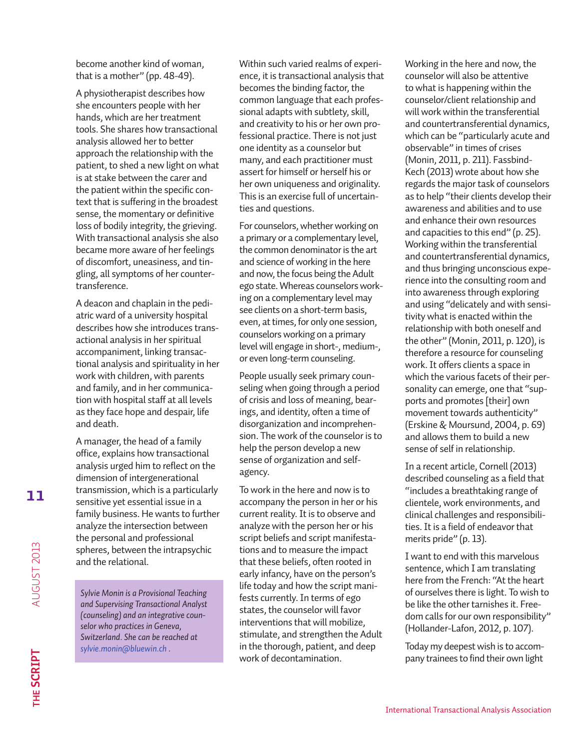become another kind of woman, that is a mother" (pp. 48-49).

A physiotherapist describes how she encounters people with her hands, which are her treatment tools. She shares how transactional analysis allowed her to better approach the relationship with the patient, to shed a new light on what is at stake between the carer and the patient within the specific context that is suffering in the broadest sense, the momentary or definitive loss of bodily integrity, the grieving. With transactional analysis she also became more aware of her feelings of discomfort, uneasiness, and tingling, all symptoms of her countertransference.

A deacon and chaplain in the pediatric ward of a university hospital describes how she introduces transactional analysis in her spiritual accompaniment, linking transactional analysis and spirituality in her work with children, with parents and family, and in her communication with hospital staff at all levels as they face hope and despair, life and death.

A manager, the head of a family office, explains how transactional analysis urged him to reflect on the dimension of intergenerational transmission, which is a particularly sensitive yet essential issue in a family business. He wants to further analyze the intersection between the personal and professional spheres, between the intrapsychic and the relational.

*Sylvie Monin is a Provisional Teaching and Supervising Transactional Analyst (counseling) and an integrative counselor who practices in Geneva, Switzerland. She can be reached at sylvie.monin@bluewin.ch .*

Within such varied realms of experience, it is transactional analysis that becomes the binding factor, the common language that each professional adapts with subtlety, skill, and creativity to his or her own professional practice. There is not just one identity as a counselor but many, and each practitioner must assert for himself or herself his or her own uniqueness and originality. This is an exercise full of uncertainties and questions.

For counselors, whether working on a primary or a complementary level, the common denominator is the art and science of working in the here and now, the focus being the Adult ego state. Whereas counselors working on a complementary level may see clients on a short-term basis, even, at times, for only one session, counselors working on a primary level will engage in short-, medium-, or even long-term counseling.

People usually seek primary counseling when going through a period of crisis and loss of meaning, bearings, and identity, often a time of disorganization and incomprehension. The work of the counselor is to help the person develop a new sense of organization and self-agency.

To work in the here and now is to accompany the person in her or his current reality. It is to observe and analyze with the person her or his script beliefs and script manifestations and to measure the impact that these beliefs, often rooted in early infancy, have on the person's life today and how the script manifests currently. In terms of ego states, the counselor will favor interventions that will mobilize, stimulate, and strengthen the Adult in the thorough, patient, and deep work of decontamination.

Working in the here and now, the counselor will also be attentive to what is happening within the counselor/client relationship and will work within the transferential and countertransferential dynamics, which can be "particularly acute and observable" in times of crises (Monin, 2011, p. 211). Fassbind-Kech (2013) wrote about how she regards the major task of counselors as to help "their clients develop their awareness and abilities and to use and enhance their own resources and capacities to this end" (p. 25). Working within the transferential and countertransferential dynamics, and thus bringing unconscious experience into the consulting room and into awareness through exploring and using "delicately and with sensitivity what is enacted within the relationship with both oneself and the other" (Monin, 2011, p. 120), is therefore a resource for counseling work. It offers clients a space in which the various facets of their personality can emerge, one that "supports and promotes [their] own movement towards authenticity" (Erskine & Moursund, 2004, p. 69) and allows them to build a new sense of self in relationship.

In a recent article, Cornell (2013) described counseling as a field that "includes a breathtaking range of clientele, work environments, and clinical challenges and responsibilities. It is a field of endeavor that merits pride" (p. 13).

I want to end with this marvelous sentence, which I am translating here from the French: "At the heart of ourselves there is light. To wish to be like the other tarnishes it. Freedom calls for our own responsibility" (Hollander-Lafon, 2012, p. 107).

Today my deepest wish is to accompany trainees to find their own light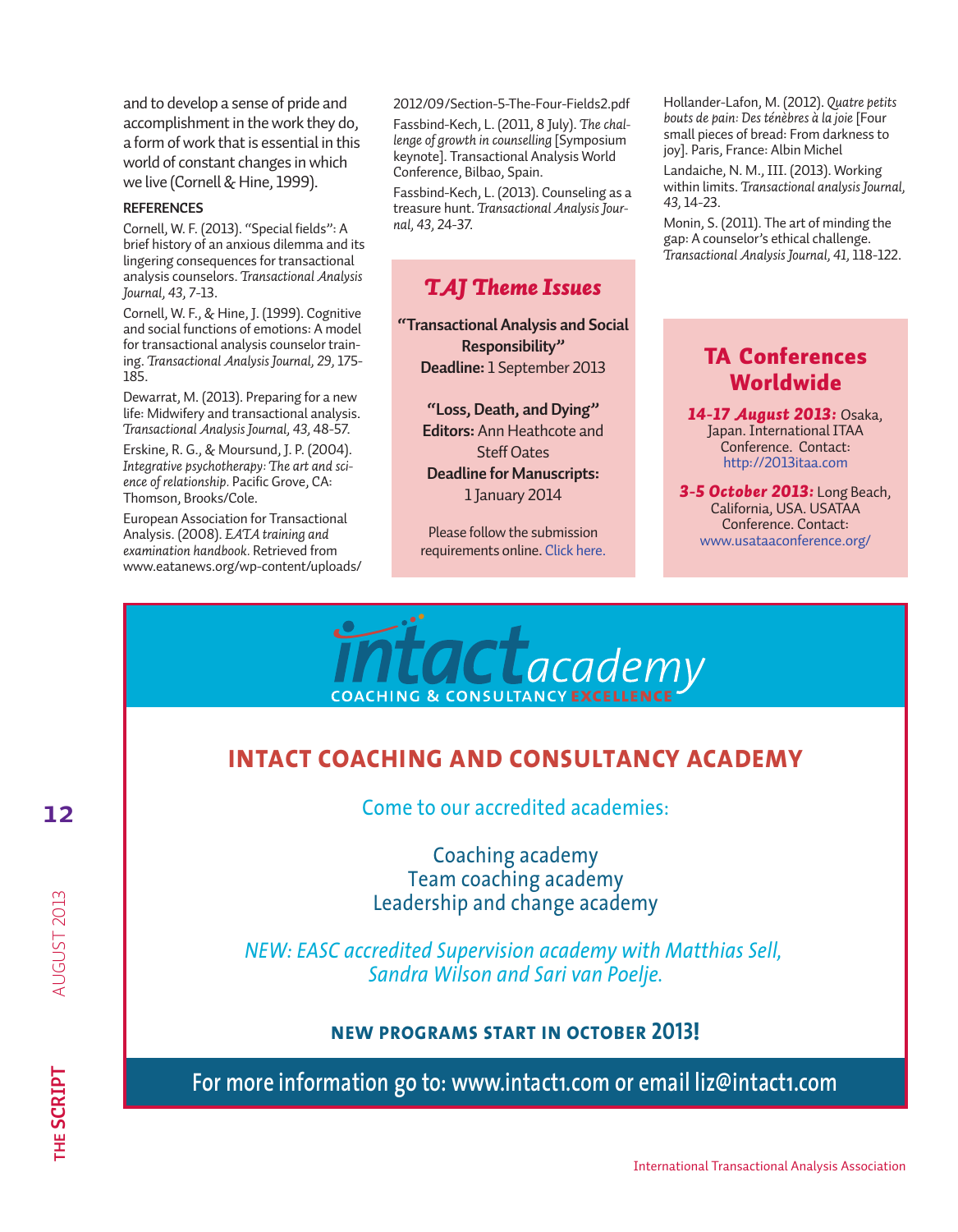and to develop a sense of pride and accomplishment in the work they do, a form of work that is essential in this world of constant changes in which we live (Cornell & Hine, 1999).

**REFERENCES**

Cornell, W. F. (2013). "Special fields": A brief history of an anxious dilemma and its lingering consequences for transactional analysis counselors. *Transactional Analysis Journal, 43,* 7-13.

Cornell, W. F., & Hine, J. (1999). Cognitive and social functions of emotions: A model for transactional analysis counselor training. *Transactional Analysis Journal, 29,* 175-185.

Dewarrat, M. (2013). Preparing for a new life: Midwifery and transactional analysis. *Transactional Analysis Journal, 43,* 48-57.

Erskine, R. G., & Moursund, J. P. (2004). *Integrative psychotherapy: The art and science of relationship.* Pacific Grove, CA: Thomson, Brooks/Cole.

European Association for Transactional Analysis. (2008). *EATA training and examination handbook.* Retrieved from www.eatanews.org/wp-content/uploads/2012/09/Section-5-The-Four-Fields2.pdf

Fassbind-Kech, L. (2011, 8 July). *The challenge of growth in counselling* [Symposium keynote]. Transactional Analysis World Conference, Bilbao, Spain.

Fassbind-Kech, L. (2013). Counseling as a treasure hunt. *Transactional Analysis Journal, 43,* 24-37.

Hollander-Lafon, M. (2012). *Quatre petits bouts de pain: Des ténèbres à la joie* [Four small pieces of bread: From darkness to joy]. Paris, France: Albin Michel

Landaiche, N. M., III. (2013). Working within limits. *Transactional analysis Journal, 43,* 14-23.

Monin, S. (2011). The art of minding the gap: A counselor's ethical challenge. *Transactional Analysis Journal, 41,* 118-122.

## *TAJ Theme Issues*

**"Transactional Analysis and Social Responsibility"**
**Deadline:** 1 September 2013

**"Loss, Death, and Dying"**
**Editors:** Ann Heathcote and Steff Oates
**Deadline for Manuscripts:** 1 January 2014

Please follow the submission requirements online. Click here.

## TA Conferences Worldwide

***14-17 August 2013:*** Osaka, Japan. International ITAA Conference. Contact: http://2013itaa.com

***3-5 October 2013:*** Long Beach, California, USA. USATAA Conference. Contact: www.usataaconference.org/

intact academy
COACHING & CONSULTANCY EXCELLENCE

## INTACT COACHING AND CONSULTANCY ACADEMY

Come to our accredited academies:

Coaching academy
Team coaching academy
Leadership and change academy

*NEW: EASC accredited Supervision academy with Matthias Sell, Sandra Wilson and Sari van Poelje.*

**NEW PROGRAMS START IN OCTOBER 2013!**

For more information go to: www.intact1.com or email liz@intact1.com